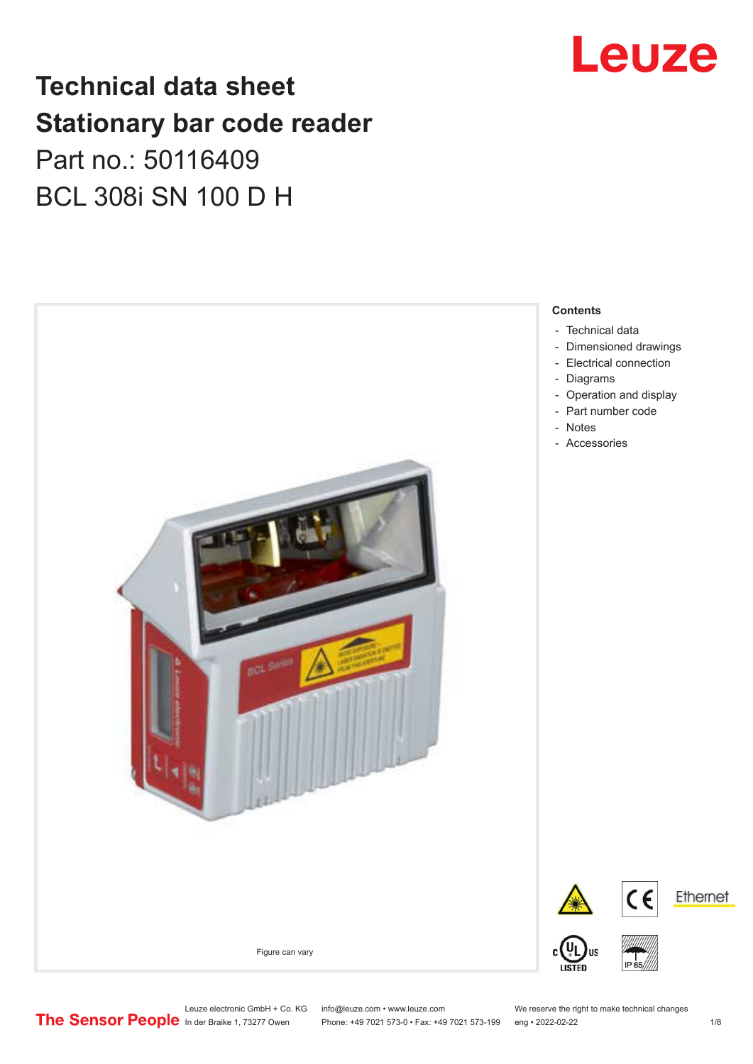# Technical data sheet

# Stationary bar code reader

Part no.: 50116409

BCL 308i SN 100 D H

Figure can vary

**Contents**

- Technical data
- Dimensioned drawings
- Electrical connection
- Diagrams
- Operation and display
- Part number code
- Notes
- Accessories

Leuze electronic GmbH + Co. KG
In der Braike 1, 73277 Owen

info@leuze.com • www.leuze.com
Phone: +49 7021 573-0 • Fax: +49 7021 573-199

We reserve the right to make technical changes
eng • 2022-02-22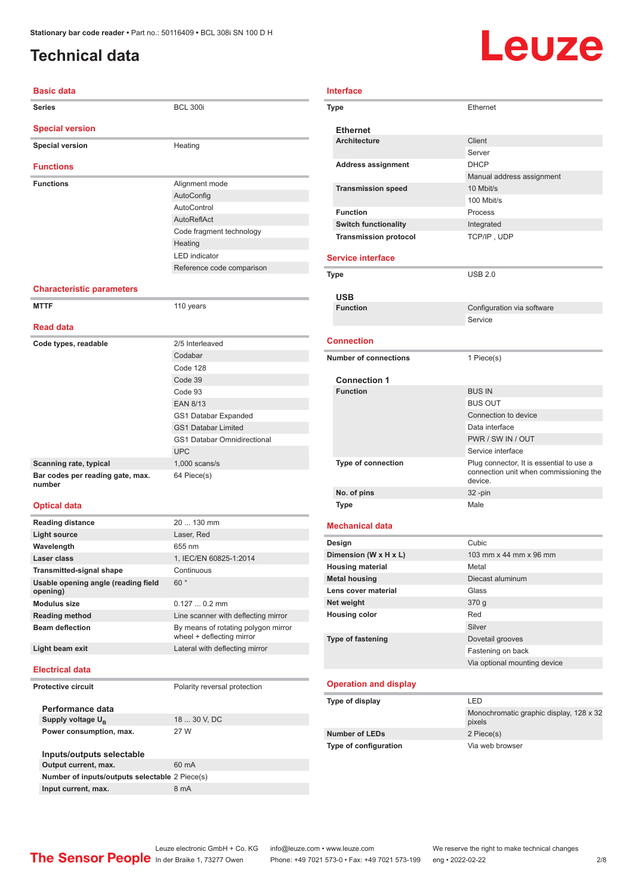# Technical data

## Basic data

| | |
|---|---|
| **Series** | BCL 300i |

## Special version

| | |
|---|---|
| **Special version** | Heating |

## Functions

| | |
|---|---|
| **Functions** | Alignment mode |
| | AutoConfig |
| | AutoControl |
| | AutoReflAct |
| | Code fragment technology |
| | Heating |
| | LED indicator |
| | Reference code comparison |

## Characteristic parameters

| | |
|---|---|
| **MTTF** | 110 years |

## Read data

| | |
|---|---|
| **Code types, readable** | 2/5 Interleaved |
| | Codabar |
| | Code 128 |
| | Code 39 |
| | Code 93 |
| | EAN 8/13 |
| | GS1 Databar Expanded |
| | GS1 Databar Limited |
| | GS1 Databar Omnidirectional |
| | UPC |
| **Scanning rate, typical** | 1,000 scans/s |
| **Bar codes per reading gate, max. number** | 64 Piece(s) |

## Optical data

| | |
|---|---|
| **Reading distance** | 20 ... 130 mm |
| **Light source** | Laser, Red |
| **Wavelength** | 655 nm |
| **Laser class** | 1, IEC/EN 60825-1:2014 |
| **Transmitted-signal shape** | Continuous |
| **Usable opening angle (reading field opening)** | 60 ° |
| **Modulus size** | 0.127 ... 0.2 mm |
| **Reading method** | Line scanner with deflecting mirror |
| **Beam deflection** | By means of rotating polygon mirror wheel + deflecting mirror |
| **Light beam exit** | Lateral with deflecting mirror |

## Electrical data

| | |
|---|---|
| **Protective circuit** | Polarity reversal protection |

### Performance data

| | |
|---|---|
| **Supply voltage $U_B$** | 18 ... 30 V, DC |
| **Power consumption, max.** | 27 W |

### Inputs/outputs selectable

| | |
|---|---|
| **Output current, max.** | 60 mA |
| **Number of inputs/outputs selectable** | 2 Piece(s) |
| **Input current, max.** | 8 mA |

## Interface

| | |
|---|---|
| **Type** | Ethernet |

### Ethernet

| | |
|---|---|
| **Architecture** | Client |
| | Server |
| **Address assignment** | DHCP |
| | Manual address assignment |
| **Transmission speed** | 10 Mbit/s |
| | 100 Mbit/s |
| **Function** | Process |
| **Switch functionality** | Integrated |
| **Transmission protocol** | TCP/IP , UDP |

## Service interface

| | |
|---|---|
| **Type** | USB 2.0 |

### USB

| | |
|---|---|
| **Function** | Configuration via software |
| | Service |

## Connection

| | |
|---|---|
| **Number of connections** | 1 Piece(s) |

### Connection 1

| | |
|---|---|
| **Function** | BUS IN |
| | BUS OUT |
| | Connection to device |
| | Data interface |
| | PWR / SW IN / OUT |
| | Service interface |
| **Type of connection** | Plug connector, It is essential to use a connection unit when commissioning the device. |
| **No. of pins** | 32 -pin |
| **Type** | Male |

## Mechanical data

| | |
|---|---|
| **Design** | Cubic |
| **Dimension (W x H x L)** | 103 mm x 44 mm x 96 mm |
| **Housing material** | Metal |
| **Metal housing** | Diecast aluminum |
| **Lens cover material** | Glass |
| **Net weight** | 370 g |
| **Housing color** | Red |
| | Silver |
| **Type of fastening** | Dovetail grooves |
| | Fastening on back |
| | Via optional mounting device |

## Operation and display

| | |
|---|---|
| **Type of display** | LED |
| | Monochromatic graphic display, 128 x 32 pixels |
| **Number of LEDs** | 2 Piece(s) |
| **Type of configuration** | Via web browser |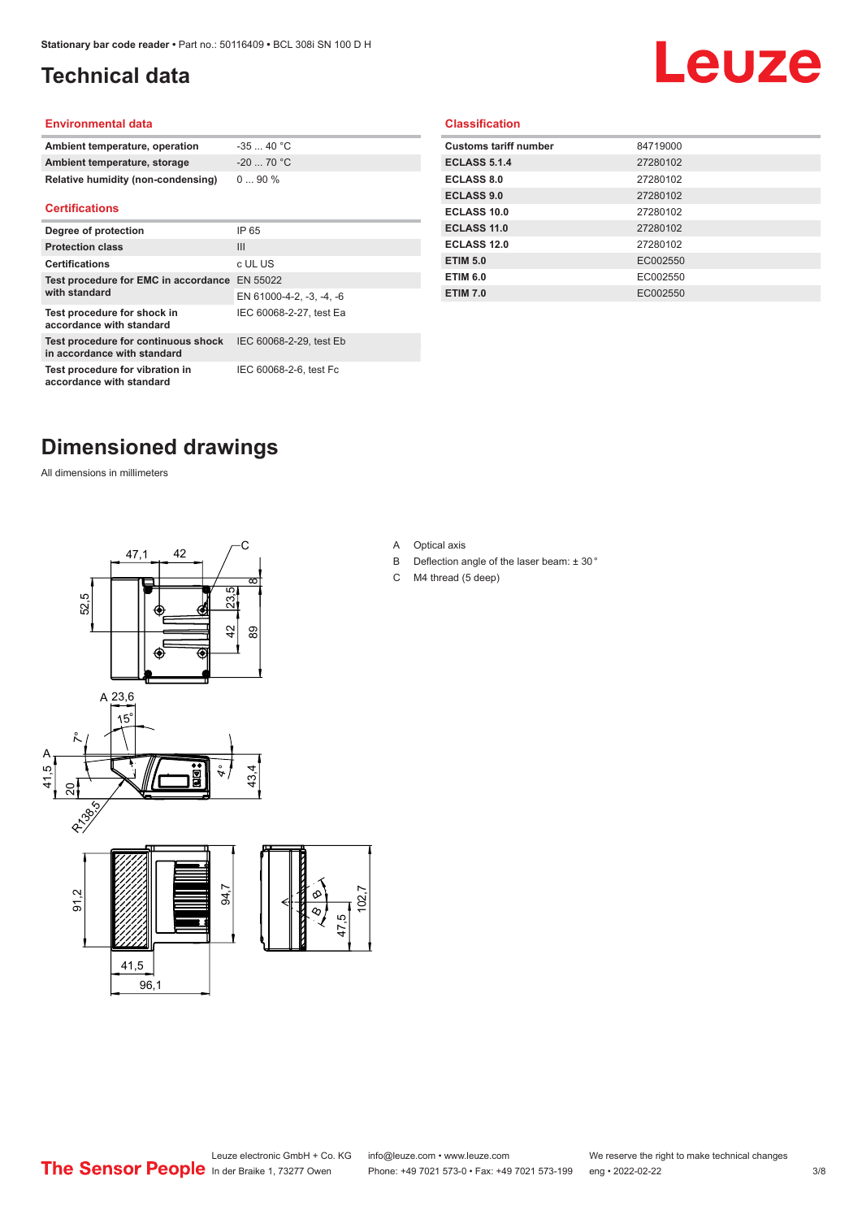# Technical data

## Environmental data

| | |
|---|---|
| **Ambient temperature, operation** | -35 ... 40 °C |
| **Ambient temperature, storage** | -20 ... 70 °C |
| **Relative humidity (non-condensing)** | 0 ... 90 % |

## Certifications

| | |
|---|---|
| **Degree of protection** | IP 65 |
| **Protection class** | III |
| **Certifications** | c UL US |
| **Test procedure for EMC in accordance with standard** | EN 55022 |
| | EN 61000-4-2, -3, -4, -6 |
| **Test procedure for shock in accordance with standard** | IEC 60068-2-27, test Ea |
| **Test procedure for continuous shock in accordance with standard** | IEC 60068-2-29, test Eb |
| **Test procedure for vibration in accordance with standard** | IEC 60068-2-6, test Fc |

## Classification

| | |
|---|---|
| **Customs tariff number** | 84719000 |
| **ECLASS 5.1.4** | 27280102 |
| **ECLASS 8.0** | 27280102 |
| **ECLASS 9.0** | 27280102 |
| **ECLASS 10.0** | 27280102 |
| **ECLASS 11.0** | 27280102 |
| **ECLASS 12.0** | 27280102 |
| **ETIM 5.0** | EC002550 |
| **ETIM 6.0** | EC002550 |
| **ETIM 7.0** | EC002550 |

# Dimensioned drawings

All dimensions in millimeters

A Optical axis

B Deflection angle of the laser beam: ± 30 °

C M4 thread (5 deep)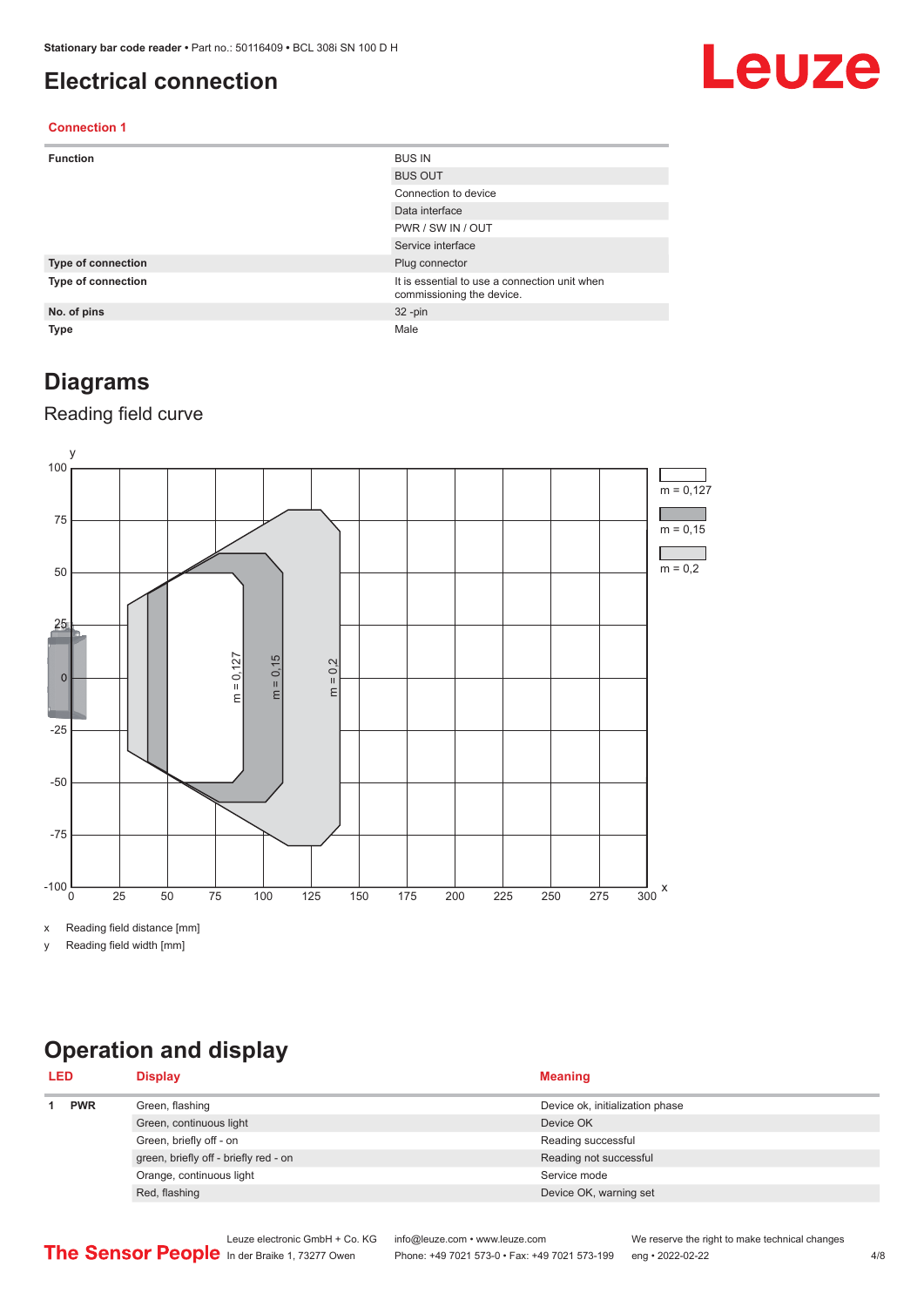# Electrical connection

### Connection 1

| | |
|---|---|
| **Function** | BUS IN |
| | BUS OUT |
| | Connection to device |
| | Data interface |
| | PWR / SW IN / OUT |
| | Service interface |
| **Type of connection** | Plug connector |
| **Type of connection** | It is essential to use a connection unit when commissioning the device. |
| **No. of pins** | 32 -pin |
| **Type** | Male |

# Diagrams

## Reading field curve

x Reading field distance [mm]

y Reading field width [mm]

# Operation and display

| LED | | Display | Meaning |
|---|---|---|---|
| 1 | **PWR** | Green, flashing | Device ok, initialization phase |
| | | Green, continuous light | Device OK |
| | | Green, briefly off - on | Reading successful |
| | | green, briefly off - briefly red - on | Reading not successful |
| | | Orange, continuous light | Service mode |
| | | Red, flashing | Device OK, warning set |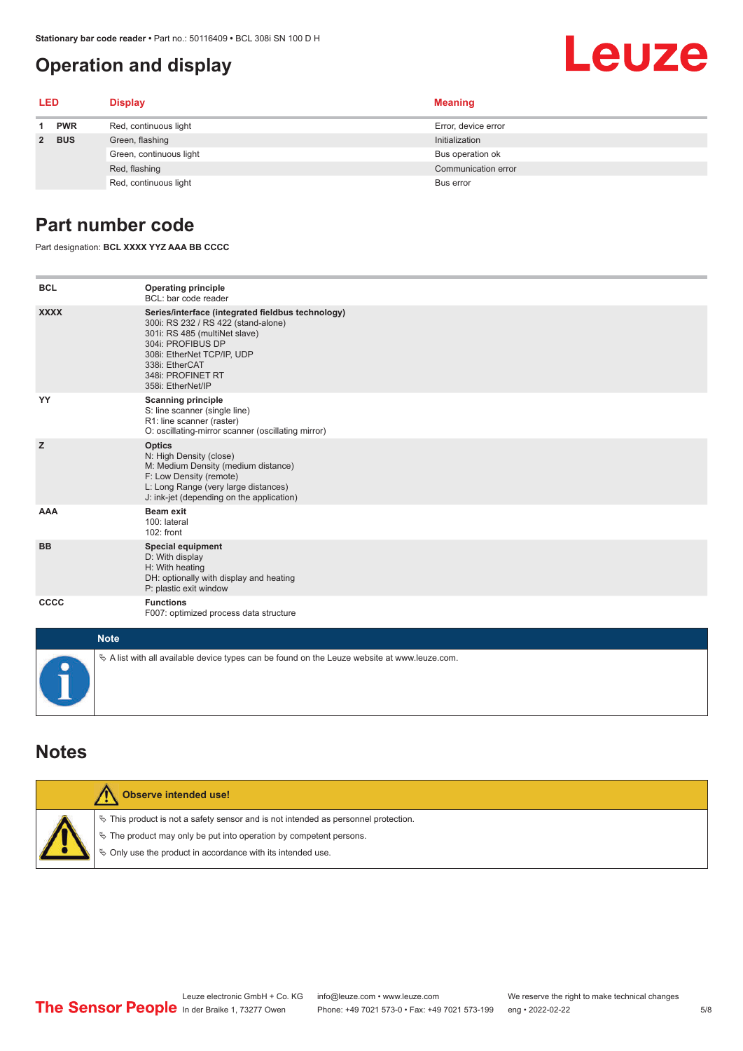# Operation and display

| LED | | Display | Meaning |
|---|---|---|---|
| 1 | PWR | Red, continuous light | Error, device error |
| 2 | BUS | Green, flashing | Initialization |
| | | Green, continuous light | Bus operation ok |
| | | Red, flashing | Communication error |
| | | Red, continuous light | Bus error |

# Part number code

Part designation: **BCL XXXX YYZ AAA BB CCCC**

| | |
|---|---|
| **BCL** | **Operating principle**<br>BCL: bar code reader |
| **XXXX** | **Series/interface (integrated fieldbus technology)**<br>300i: RS 232 / RS 422 (stand-alone)<br>301i: RS 485 (multiNet slave)<br>304i: PROFIBUS DP<br>308i: EtherNet TCP/IP, UDP<br>338i: EtherCAT<br>348i: PROFINET RT<br>358i: EtherNet/IP |
| **YY** | **Scanning principle**<br>S: line scanner (single line)<br>R1: line scanner (raster)<br>O: oscillating-mirror scanner (oscillating mirror) |
| **Z** | **Optics**<br>N: High Density (close)<br>M: Medium Density (medium distance)<br>F: Low Density (remote)<br>L: Long Range (very large distances)<br>J: ink-jet (depending on the application) |
| **AAA** | **Beam exit**<br>100: lateral<br>102: front |
| **BB** | **Special equipment**<br>D: With display<br>H: With heating<br>DH: optionally with display and heating<br>P: plastic exit window |
| **CCCC** | **Functions**<br>F007: optimized process data structure |

**Note**

- A list with all available device types can be found on the Leuze website at www.leuze.com.

# Notes

**Observe intended use!**

- This product is not a safety sensor and is not intended as personnel protection.
- The product may only be put into operation by competent persons.
- Only use the product in accordance with its intended use.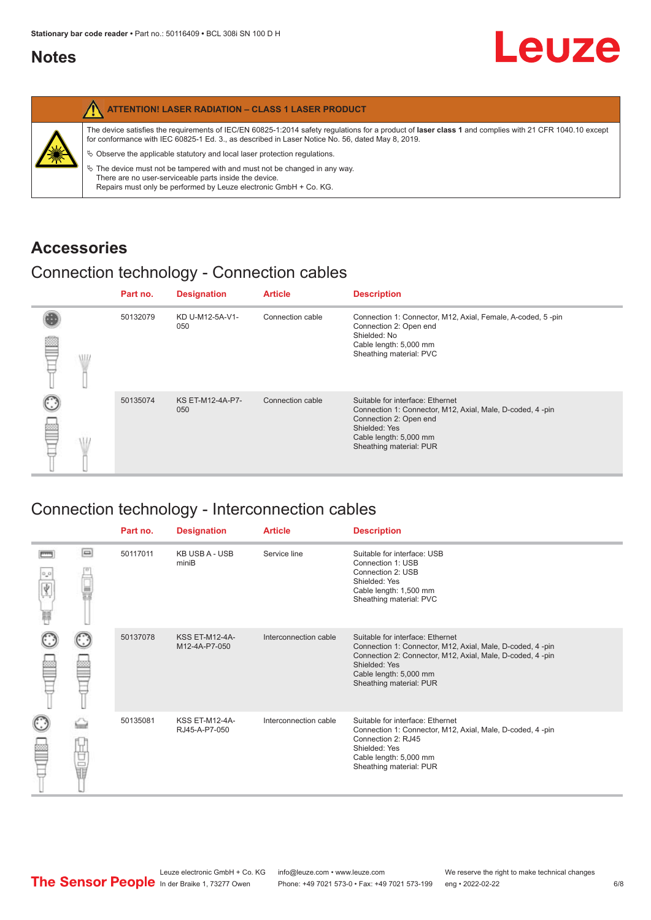## Notes

**ATTENTION! LASER RADIATION – CLASS 1 LASER PRODUCT**

The device satisfies the requirements of IEC/EN 60825-1:2014 safety regulations for a product of **laser class 1** and complies with 21 CFR 1040.10 except for conformance with IEC 60825-1 Ed. 3., as described in Laser Notice No. 56, dated May 8, 2019.

- Observe the applicable statutory and local laser protection regulations.
- The device must not be tampered with and must not be changed in any way.
  There are no user-serviceable parts inside the device.
  Repairs must only be performed by Leuze electronic GmbH + Co. KG.

# Accessories

## Connection technology - Connection cables

| Part no. | Designation | Article | Description |
|---|---|---|---|
| 50132079 | KD U-M12-5A-V1-050 | Connection cable | Connection 1: Connector, M12, Axial, Female, A-coded, 5 -pin<br>Connection 2: Open end<br>Shielded: No<br>Cable length: 5,000 mm<br>Sheathing material: PVC |
| 50135074 | KS ET-M12-4A-P7-050 | Connection cable | Suitable for interface: Ethernet<br>Connection 1: Connector, M12, Axial, Male, D-coded, 4 -pin<br>Connection 2: Open end<br>Shielded: Yes<br>Cable length: 5,000 mm<br>Sheathing material: PUR |

## Connection technology - Interconnection cables

| Part no. | Designation | Article | Description |
|---|---|---|---|
| 50117011 | KB USB A - USB miniB | Service line | Suitable for interface: USB<br>Connection 1: USB<br>Connection 2: USB<br>Shielded: Yes<br>Cable length: 1,500 mm<br>Sheathing material: PVC |
| 50137078 | KSS ET-M12-4A-M12-4A-P7-050 | Interconnection cable | Suitable for interface: Ethernet<br>Connection 1: Connector, M12, Axial, Male, D-coded, 4 -pin<br>Connection 2: Connector, M12, Axial, Male, D-coded, 4 -pin<br>Shielded: Yes<br>Cable length: 5,000 mm<br>Sheathing material: PUR |
| 50135081 | KSS ET-M12-4A-RJ45-A-P7-050 | Interconnection cable | Suitable for interface: Ethernet<br>Connection 1: Connector, M12, Axial, Male, D-coded, 4 -pin<br>Connection 2: RJ45<br>Shielded: Yes<br>Cable length: 5,000 mm<br>Sheathing material: PUR |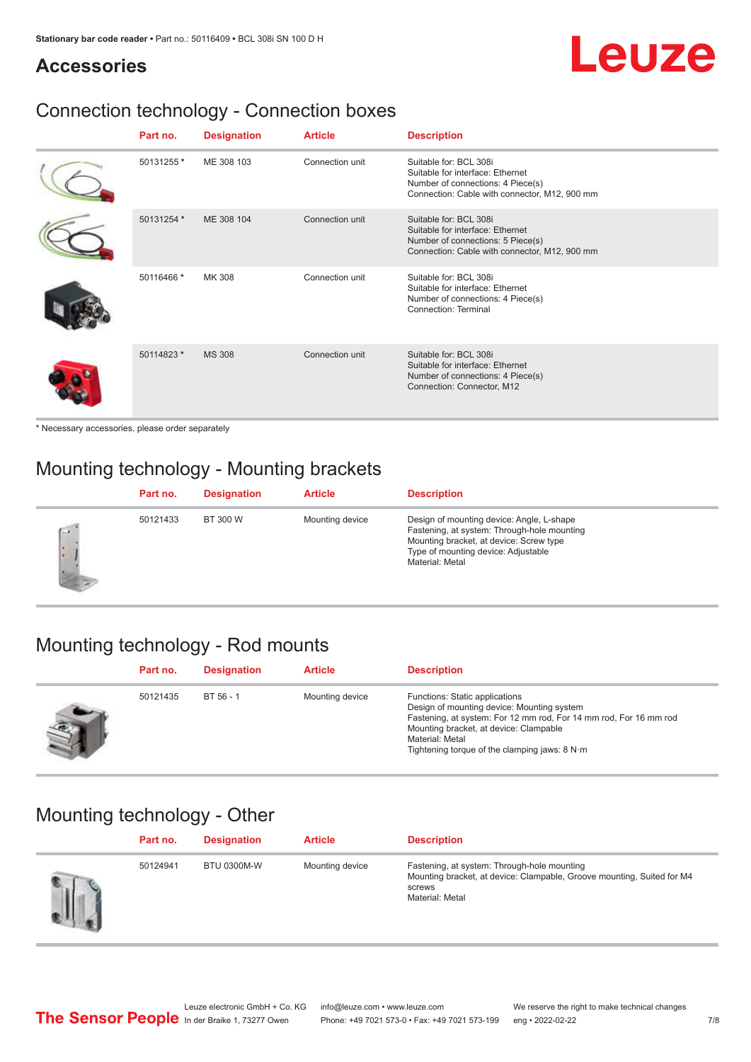# Accessories

## Connection technology - Connection boxes

| Part no. | Designation | Article | Description |
|---|---|---|---|
| 50131255 * | ME 308 103 | Connection unit | Suitable for: BCL 308i<br>Suitable for interface: Ethernet<br>Number of connections: 4 Piece(s)<br>Connection: Cable with connector, M12, 900 mm |
| 50131254 * | ME 308 104 | Connection unit | Suitable for: BCL 308i<br>Suitable for interface: Ethernet<br>Number of connections: 5 Piece(s)<br>Connection: Cable with connector, M12, 900 mm |
| 50116466 * | MK 308 | Connection unit | Suitable for: BCL 308i<br>Suitable for interface: Ethernet<br>Number of connections: 4 Piece(s)<br>Connection: Terminal |
| 50114823 * | MS 308 | Connection unit | Suitable for: BCL 308i<br>Suitable for interface: Ethernet<br>Number of connections: 4 Piece(s)<br>Connection: Connector, M12 |

* Necessary accessories, please order separately

## Mounting technology - Mounting brackets

| Part no. | Designation | Article | Description |
|---|---|---|---|
| 50121433 | BT 300 W | Mounting device | Design of mounting device: Angle, L-shape<br>Fastening, at system: Through-hole mounting<br>Mounting bracket, at device: Screw type<br>Type of mounting device: Adjustable<br>Material: Metal |

## Mounting technology - Rod mounts

| Part no. | Designation | Article | Description |
|---|---|---|---|
| 50121435 | BT 56 - 1 | Mounting device | Functions: Static applications<br>Design of mounting device: Mounting system<br>Fastening, at system: For 12 mm rod, For 14 mm rod, For 16 mm rod<br>Mounting bracket, at device: Clampable<br>Material: Metal<br>Tightening torque of the clamping jaws: 8 N·m |

## Mounting technology - Other

| Part no. | Designation | Article | Description |
|---|---|---|---|
| 50124941 | BTU 0300M-W | Mounting device | Fastening, at system: Through-hole mounting<br>Mounting bracket, at device: Clampable, Groove mounting, Suited for M4 screws<br>Material: Metal |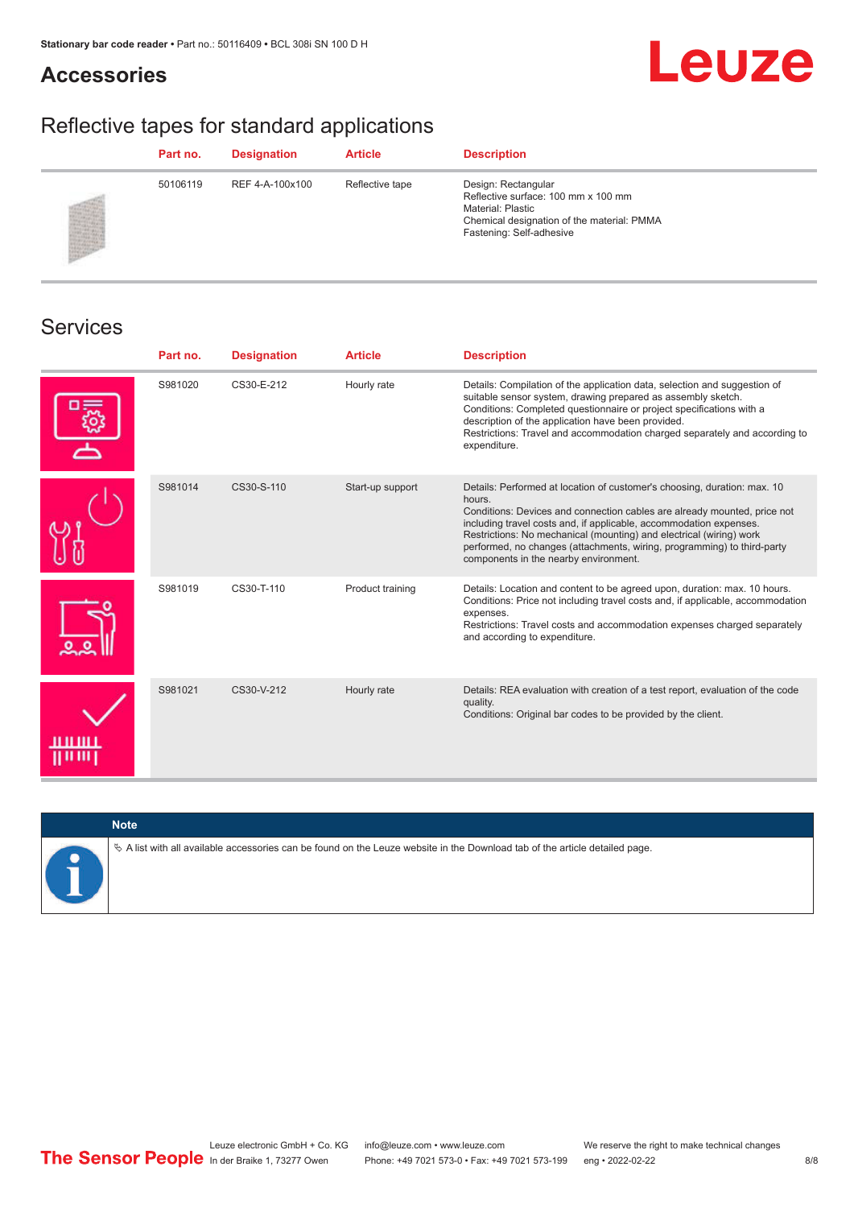## Accessories

# Reflective tapes for standard applications

| | Part no. | Designation | Article | Description |
|---|---|---|---|---|
| | 50106119 | REF 4-A-100x100 | Reflective tape | Design: Rectangular<br>Reflective surface: 100 mm x 100 mm<br>Material: Plastic<br>Chemical designation of the material: PMMA<br>Fastening: Self-adhesive |

# Services

| | Part no. | Designation | Article | Description |
|---|---|---|---|---|
| | S981020 | CS30-E-212 | Hourly rate | Details: Compilation of the application data, selection and suggestion of suitable sensor system, drawing prepared as assembly sketch.<br>Conditions: Completed questionnaire or project specifications with a description of the application have been provided.<br>Restrictions: Travel and accommodation charged separately and according to expenditure. |
| | S981014 | CS30-S-110 | Start-up support | Details: Performed at location of customer's choosing, duration: max. 10 hours.<br>Conditions: Devices and connection cables are already mounted, price not including travel costs and, if applicable, accommodation expenses.<br>Restrictions: No mechanical (mounting) and electrical (wiring) work performed, no changes (attachments, wiring, programming) to third-party components in the nearby environment. |
| | S981019 | CS30-T-110 | Product training | Details: Location and content to be agreed upon, duration: max. 10 hours.<br>Conditions: Price not including travel costs and, if applicable, accommodation expenses.<br>Restrictions: Travel costs and accommodation expenses charged separately and according to expenditure. |
| | S981021 | CS30-V-212 | Hourly rate | Details: REA evaluation with creation of a test report, evaluation of the code quality.<br>Conditions: Original bar codes to be provided by the client. |

**Note**

✎ A list with all available accessories can be found on the Leuze website in the Download tab of the article detailed page.